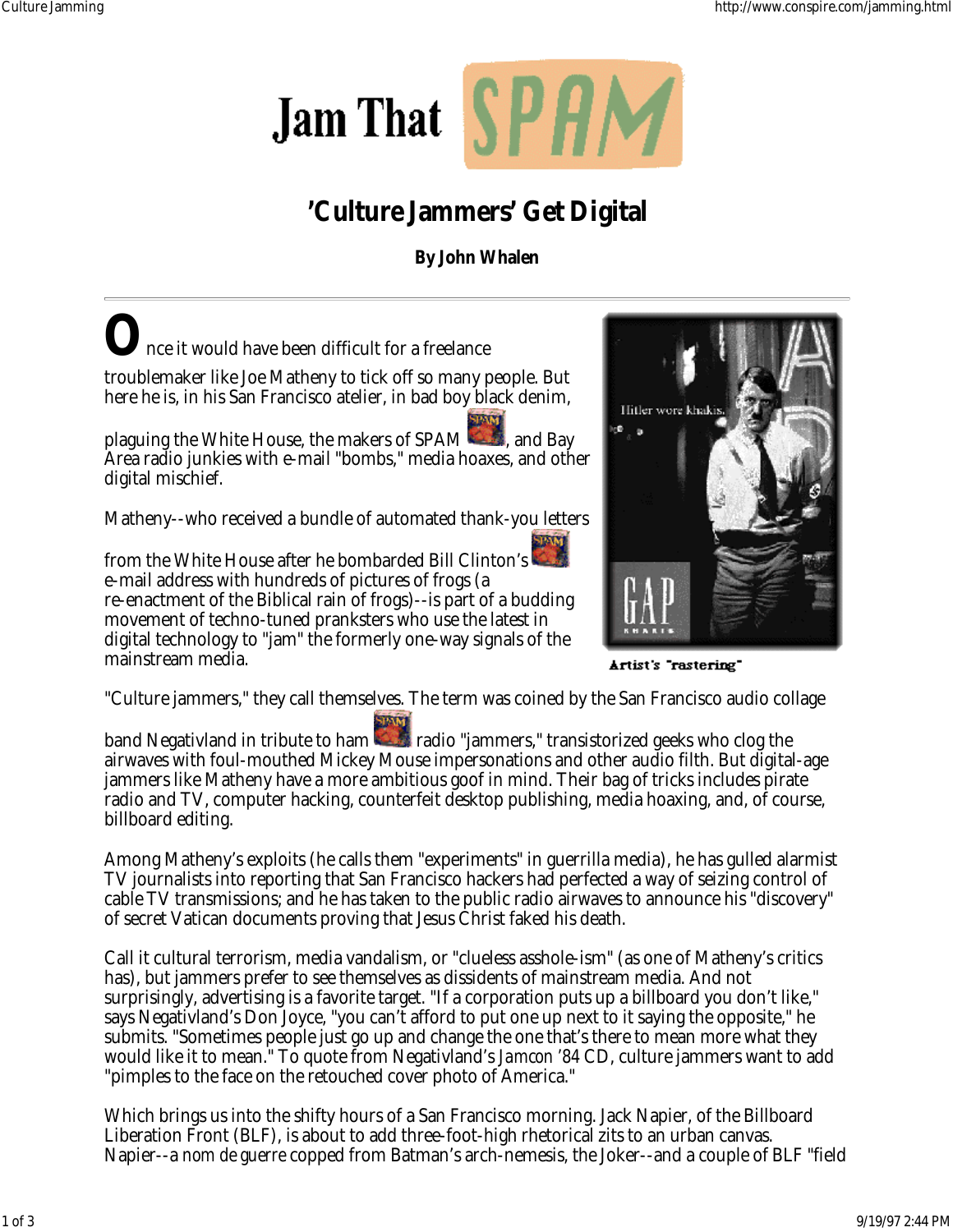# Jam That SPAM

## 'Culture Jammers' Get Digital

**By John Whalen**

---

Once it would have been difficult for a freelance troublemaker like Joe Matheny to tick off so many people. But here he is, in his San Francisco atelier, in bad boy black denim, plaguing the White House, the makers of SPAM, and Bay Area radio junkies with e-mail "bombs," media hoaxes, and other digital mischief.

Matheny--who received a bundle of automated thank-you letters from the White House after he bombarded Bill Clinton's e-mail address with hundreds of pictures of frogs (a re-enactment of the Biblical rain of frogs)--is part of a budding movement of techno-tuned pranksters who use the latest in digital technology to "jam" the formerly one-way signals of the mainstream media.

Artist's "rastering"

"Culture jammers," they call themselves. The term was coined by the San Francisco audio collage band Negativland in tribute to ham radio "jammers," transistorized geeks who clog the airwaves with foul-mouthed Mickey Mouse impersonations and other audio filth. But digital-age jammers like Matheny have a more ambitious goof in mind. Their bag of tricks includes pirate radio and TV, computer hacking, counterfeit desktop publishing, media hoaxing, and, of course, billboard editing.

Among Matheny's exploits (he calls them "experiments" in guerrilla media), he has gulled alarmist TV journalists into reporting that San Francisco hackers had perfected a way of seizing control of cable TV transmissions; and he has taken to the public radio airwaves to announce his "discovery" of secret Vatican documents proving that Jesus Christ faked his death.

Call it cultural terrorism, media vandalism, or "clueless asshole-ism" (as one of Matheny's critics has), but jammers prefer to see themselves as dissidents of mainstream media. And not surprisingly, advertising is a favorite target. "If a corporation puts up a billboard you don't like," says Negativland's Don Joyce, "you can't afford to put one up next to it saying the opposite," he submits. "Sometimes people just go up and change the one that's there to mean more what they would like it to mean." To quote from Negativland's *Jamcon '84* CD, culture jammers want to add "pimples to the face on the retouched cover photo of America."

Which brings us into the shifty hours of a San Francisco morning. Jack Napier, of the Billboard Liberation Front (BLF), is about to add three-foot-high rhetorical zits to an urban canvas. Napier--a *nom de guerre* copped from Batman's arch-nemesis, the Joker--and a couple of BLF "field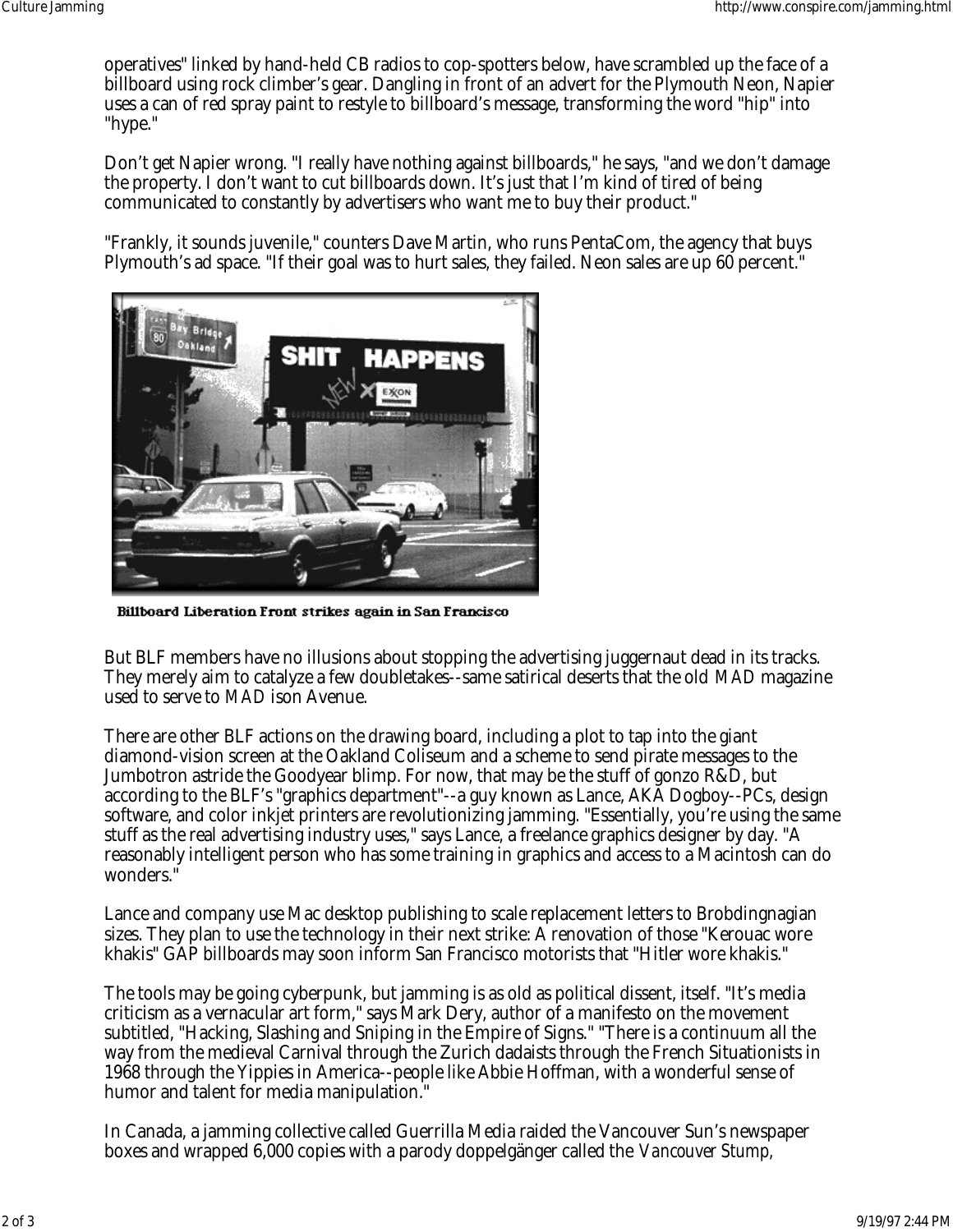operatives" linked by hand-held CB radios to cop-spotters below, have scrambled up the face of a billboard using rock climber's gear. Dangling in front of an advert for the Plymouth Neon, Napier uses a can of red spray paint to restyle to billboard's message, transforming the word "hip" into "hype."

Don't get Napier wrong. "I really have nothing against billboards," he says, "and we don't damage the property. I don't want to cut billboards down. It's just that I'm kind of tired of being communicated to constantly by advertisers who want me to buy their product."

"Frankly, it sounds juvenile," counters Dave Martin, who runs PentaCom, the agency that buys Plymouth's ad space. "If their goal was to hurt sales, they failed. Neon sales are up 60 percent."

**Billboard Liberation Front strikes again in San Francisco**

But BLF members have no illusions about stopping the advertising juggernaut dead in its tracks. They merely aim to catalyze a few doubletakes--same satirical deserts that the old *MAD* magazine used to serve to *MAD* ison Avenue.

There are other BLF actions on the drawing board, including a plot to tap into the giant diamond-vision screen at the Oakland Coliseum and a scheme to send pirate messages to the Jumbotron astride the Goodyear blimp. For now, that may be the stuff of gonzo R&D, but according to the BLF's "graphics department"--a guy known as Lance, AKA Dogboy--PCs, design software, and color inkjet printers are revolutionizing jamming. "Essentially, you're using the same stuff as the real advertising industry uses," says Lance, a freelance graphics designer by day. "A reasonably intelligent person who has some training in graphics and access to a Macintosh can do wonders."

Lance and company use Mac desktop publishing to scale replacement letters to Brobdingnagian sizes. They plan to use the technology in their next strike: A renovation of those "Kerouac wore khakis" GAP billboards may soon inform San Francisco motorists that "Hitler wore khakis."

The tools may be going cyberpunk, but jamming is as old as political dissent, itself. "It's media criticism as a vernacular art form," says Mark Dery, author of a manifesto on the movement subtitled, "Hacking, Slashing and Sniping in the Empire of Signs." "There is a continuum all the way from the medieval Carnival through the Zurich dadaists through the French Situationists in 1968 through the Yippies in America--people like Abbie Hoffman, with a wonderful sense of humor and talent for media manipulation."

In Canada, a jamming collective called Guerrilla Media raided the Vancouver Sun's newspaper boxes and wrapped 6,000 copies with a parody doppelgänger called the *Vancouver Stump*,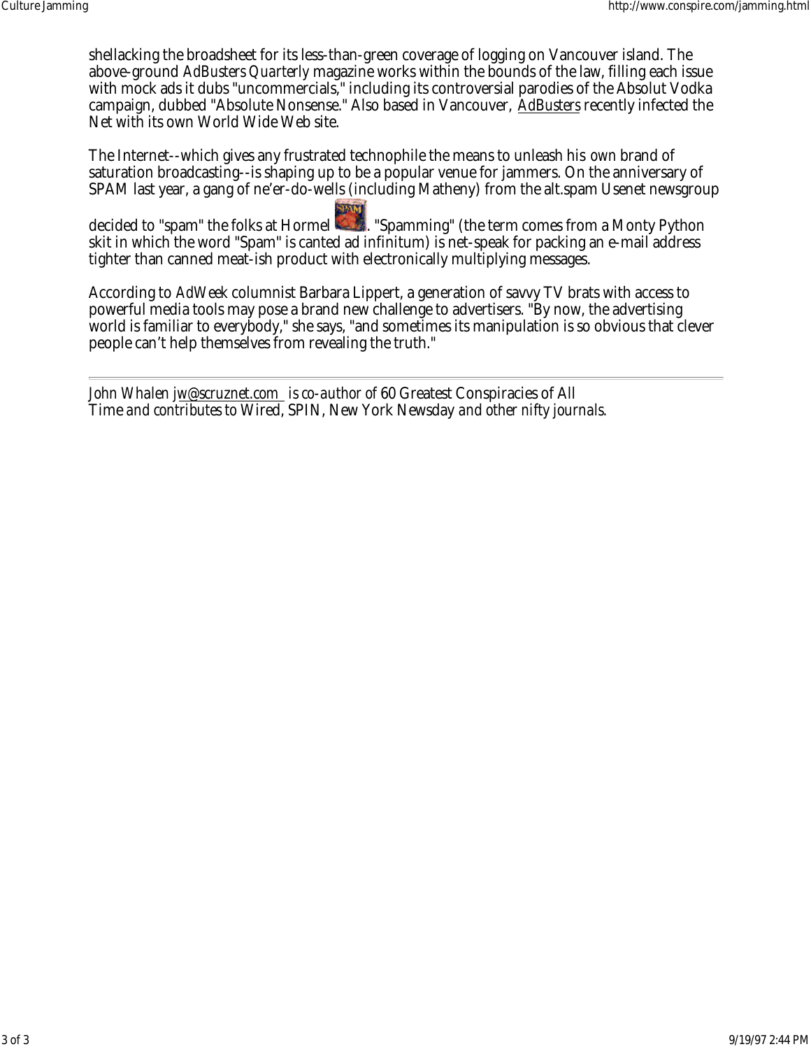shellacking the broadsheet for its less-than-green coverage of logging on Vancouver island. The above-ground *AdBusters Quarterly* magazine works within the bounds of the law, filling each issue with mock ads it dubs "uncommercials," including its controversial parodies of the Absolut Vodka campaign, dubbed "Absolute Nonsense." Also based in Vancouver, *AdBusters* recently infected the Net with its own World Wide Web site.

The Internet--which gives any frustrated technophile the means to unleash his *own* brand of saturation broadcasting--is shaping up to be a popular venue for jammers. On the anniversary of SPAM last year, a gang of ne'er-do-wells (including Matheny) from the alt.spam Usenet newsgroup decided to "spam" the folks at Hormel. "Spamming" (the term comes from a Monty Python skit in which the word "Spam" is canted ad infinitum) is net-speak for packing an e-mail address tighter than canned meat-ish product with electronically multiplying messages.

According to *AdWeek* columnist Barbara Lippert, a generation of savvy TV brats with access to powerful media tools may pose a brand new challenge to advertisers. "By now, the advertising world is familiar to everybody," she says, "and sometimes its manipulation is so obvious that clever people can't help themselves from revealing the truth."

---

*John Whalen jw@scruznet.com is co-author of* 60 Greatest Conspiracies of All Time *and contributes to* Wired, SPIN, New York Newsday *and other nifty journals.*